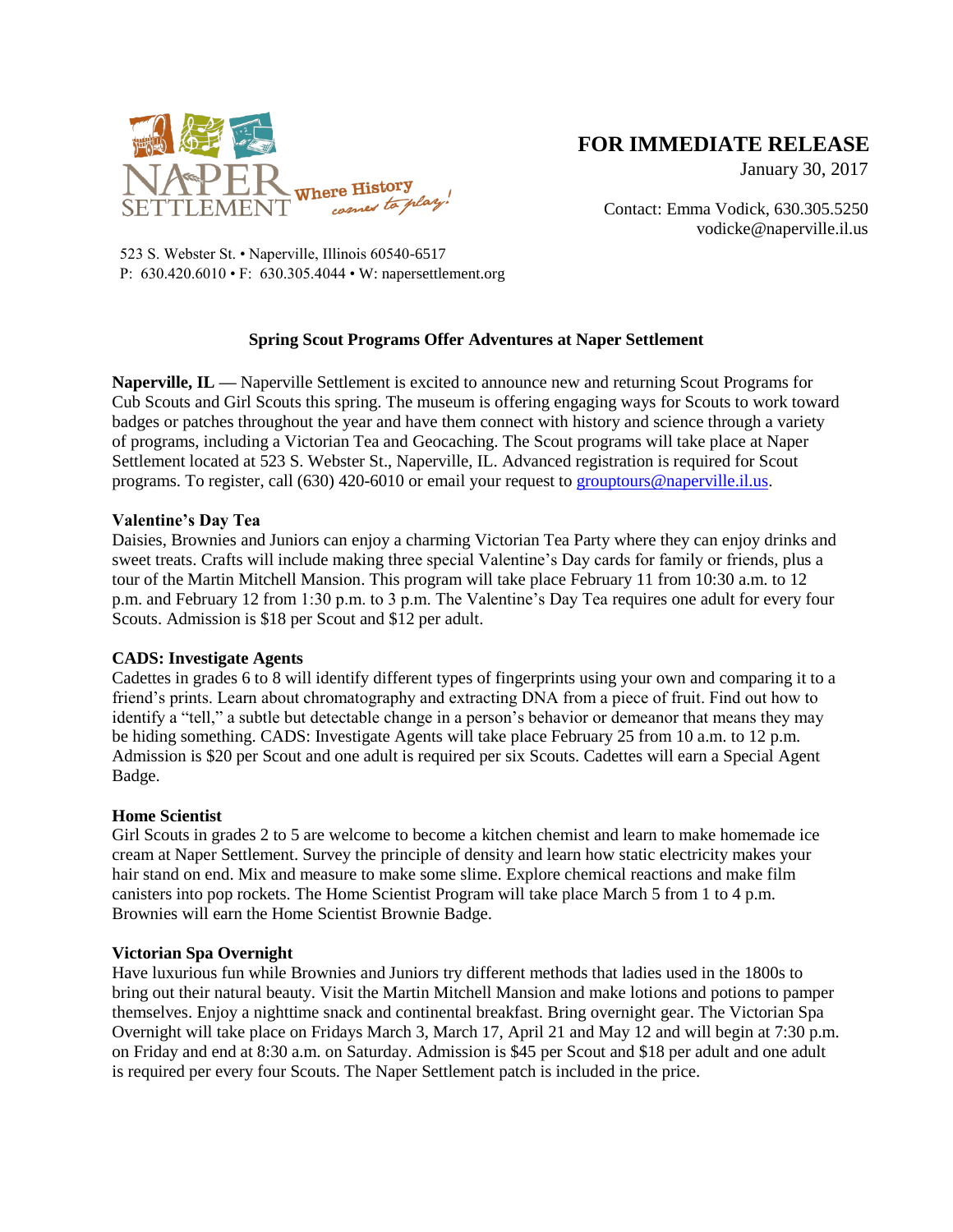NAPER SETTLEMENT *Where History comes to play!*

523 S. Webster St. • Naperville, Illinois 60540-6517
P: 630.420.6010 • F: 630.305.4044 • W: napersettlement.org

**FOR IMMEDIATE RELEASE**
January 30, 2017

Contact: Emma Vodick, 630.305.5250
vodicke@naperville.il.us

**Spring Scout Programs Offer Adventures at Naper Settlement**

**Naperville, IL —** Naperville Settlement is excited to announce new and returning Scout Programs for Cub Scouts and Girl Scouts this spring. The museum is offering engaging ways for Scouts to work toward badges or patches throughout the year and have them connect with history and science through a variety of programs, including a Victorian Tea and Geocaching. The Scout programs will take place at Naper Settlement located at 523 S. Webster St., Naperville, IL. Advanced registration is required for Scout programs. To register, call (630) 420-6010 or email your request to grouptours@naperville.il.us.

**Valentine's Day Tea**
Daisies, Brownies and Juniors can enjoy a charming Victorian Tea Party where they can enjoy drinks and sweet treats. Crafts will include making three special Valentine's Day cards for family or friends, plus a tour of the Martin Mitchell Mansion. This program will take place February 11 from 10:30 a.m. to 12 p.m. and February 12 from 1:30 p.m. to 3 p.m. The Valentine's Day Tea requires one adult for every four Scouts. Admission is $18 per Scout and $12 per adult.

**CADS: Investigate Agents**
Cadettes in grades 6 to 8 will identify different types of fingerprints using your own and comparing it to a friend's prints. Learn about chromatography and extracting DNA from a piece of fruit. Find out how to identify a "tell," a subtle but detectable change in a person's behavior or demeanor that means they may be hiding something. CADS: Investigate Agents will take place February 25 from 10 a.m. to 12 p.m. Admission is $20 per Scout and one adult is required per six Scouts. Cadettes will earn a Special Agent Badge.

**Home Scientist**
Girl Scouts in grades 2 to 5 are welcome to become a kitchen chemist and learn to make homemade ice cream at Naper Settlement. Survey the principle of density and learn how static electricity makes your hair stand on end. Mix and measure to make some slime. Explore chemical reactions and make film canisters into pop rockets. The Home Scientist Program will take place March 5 from 1 to 4 p.m. Brownies will earn the Home Scientist Brownie Badge.

**Victorian Spa Overnight**
Have luxurious fun while Brownies and Juniors try different methods that ladies used in the 1800s to bring out their natural beauty. Visit the Martin Mitchell Mansion and make lotions and potions to pamper themselves. Enjoy a nighttime snack and continental breakfast. Bring overnight gear. The Victorian Spa Overnight will take place on Fridays March 3, March 17, April 21 and May 12 and will begin at 7:30 p.m. on Friday and end at 8:30 a.m. on Saturday. Admission is $45 per Scout and $18 per adult and one adult is required per every four Scouts. The Naper Settlement patch is included in the price.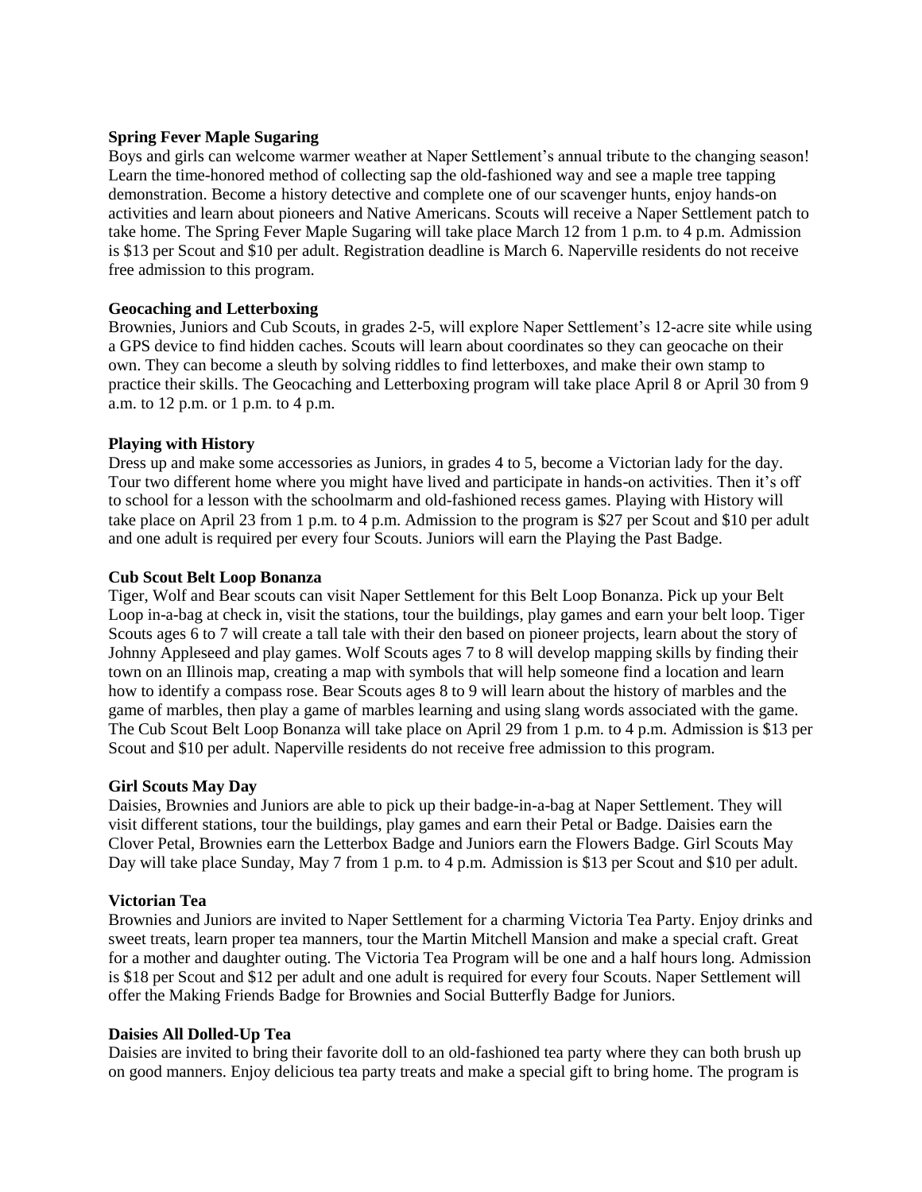**Spring Fever Maple Sugaring**

Boys and girls can welcome warmer weather at Naper Settlement's annual tribute to the changing season! Learn the time-honored method of collecting sap the old-fashioned way and see a maple tree tapping demonstration. Become a history detective and complete one of our scavenger hunts, enjoy hands-on activities and learn about pioneers and Native Americans. Scouts will receive a Naper Settlement patch to take home. The Spring Fever Maple Sugaring will take place March 12 from 1 p.m. to 4 p.m. Admission is $13 per Scout and $10 per adult. Registration deadline is March 6. Naperville residents do not receive free admission to this program.

**Geocaching and Letterboxing**

Brownies, Juniors and Cub Scouts, in grades 2-5, will explore Naper Settlement's 12-acre site while using a GPS device to find hidden caches. Scouts will learn about coordinates so they can geocache on their own. They can become a sleuth by solving riddles to find letterboxes, and make their own stamp to practice their skills. The Geocaching and Letterboxing program will take place April 8 or April 30 from 9 a.m. to 12 p.m. or 1 p.m. to 4 p.m.

**Playing with History**

Dress up and make some accessories as Juniors, in grades 4 to 5, become a Victorian lady for the day. Tour two different home where you might have lived and participate in hands-on activities. Then it's off to school for a lesson with the schoolmarm and old-fashioned recess games. Playing with History will take place on April 23 from 1 p.m. to 4 p.m. Admission to the program is $27 per Scout and $10 per adult and one adult is required per every four Scouts. Juniors will earn the Playing the Past Badge.

**Cub Scout Belt Loop Bonanza**

Tiger, Wolf and Bear scouts can visit Naper Settlement for this Belt Loop Bonanza. Pick up your Belt Loop in-a-bag at check in, visit the stations, tour the buildings, play games and earn your belt loop. Tiger Scouts ages 6 to 7 will create a tall tale with their den based on pioneer projects, learn about the story of Johnny Appleseed and play games. Wolf Scouts ages 7 to 8 will develop mapping skills by finding their town on an Illinois map, creating a map with symbols that will help someone find a location and learn how to identify a compass rose. Bear Scouts ages 8 to 9 will learn about the history of marbles and the game of marbles, then play a game of marbles learning and using slang words associated with the game. The Cub Scout Belt Loop Bonanza will take place on April 29 from 1 p.m. to 4 p.m. Admission is $13 per Scout and $10 per adult. Naperville residents do not receive free admission to this program.

**Girl Scouts May Day**

Daisies, Brownies and Juniors are able to pick up their badge-in-a-bag at Naper Settlement. They will visit different stations, tour the buildings, play games and earn their Petal or Badge. Daisies earn the Clover Petal, Brownies earn the Letterbox Badge and Juniors earn the Flowers Badge. Girl Scouts May Day will take place Sunday, May 7 from 1 p.m. to 4 p.m. Admission is $13 per Scout and $10 per adult.

**Victorian Tea**

Brownies and Juniors are invited to Naper Settlement for a charming Victoria Tea Party. Enjoy drinks and sweet treats, learn proper tea manners, tour the Martin Mitchell Mansion and make a special craft. Great for a mother and daughter outing. The Victoria Tea Program will be one and a half hours long. Admission is $18 per Scout and $12 per adult and one adult is required for every four Scouts. Naper Settlement will offer the Making Friends Badge for Brownies and Social Butterfly Badge for Juniors.

**Daisies All Dolled-Up Tea**

Daisies are invited to bring their favorite doll to an old-fashioned tea party where they can both brush up on good manners. Enjoy delicious tea party treats and make a special gift to bring home. The program is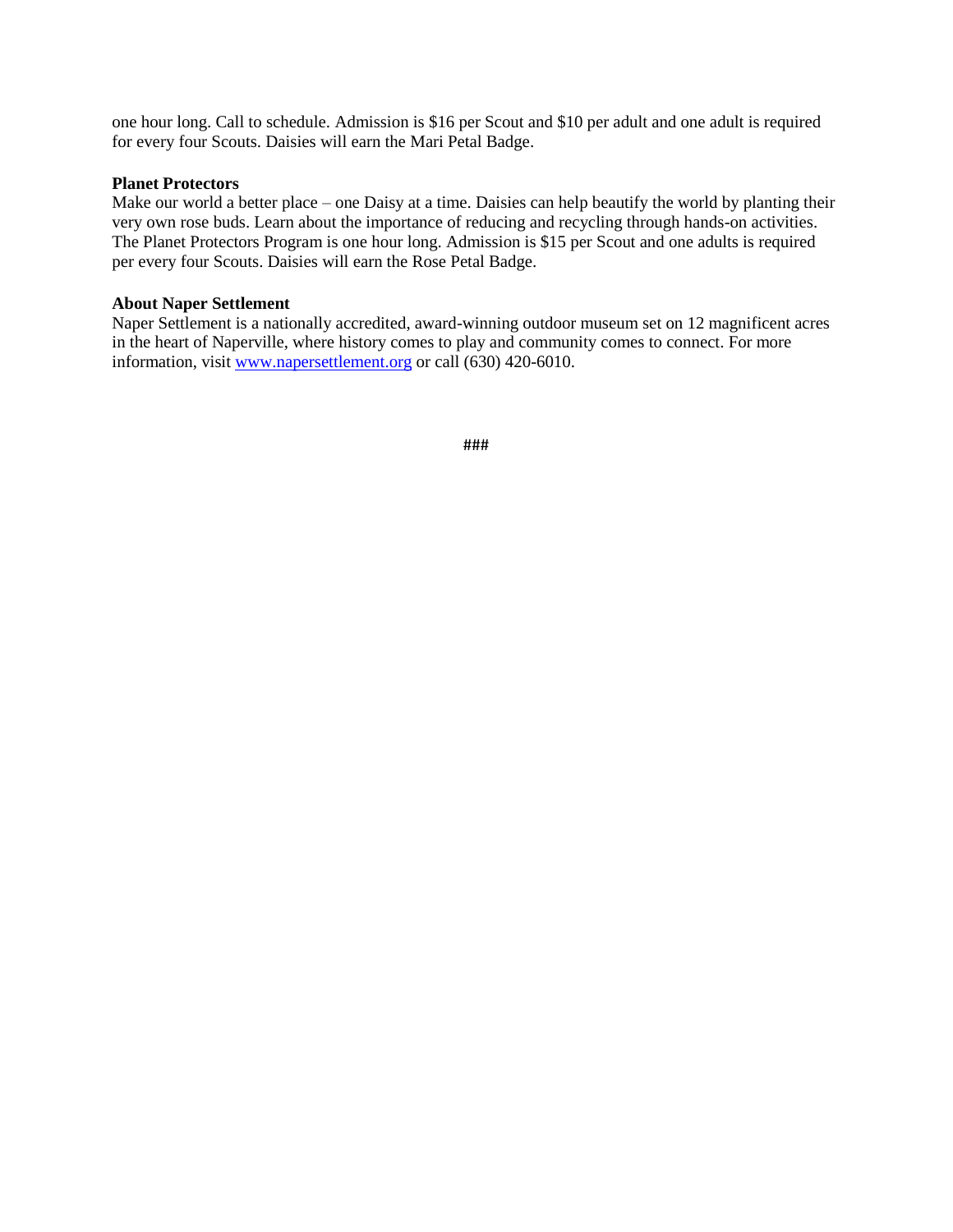one hour long. Call to schedule. Admission is $16 per Scout and $10 per adult and one adult is required for every four Scouts. Daisies will earn the Mari Petal Badge.

**Planet Protectors**
Make our world a better place – one Daisy at a time. Daisies can help beautify the world by planting their very own rose buds. Learn about the importance of reducing and recycling through hands-on activities. The Planet Protectors Program is one hour long. Admission is $15 per Scout and one adults is required per every four Scouts. Daisies will earn the Rose Petal Badge.

**About Naper Settlement**
Naper Settlement is a nationally accredited, award-winning outdoor museum set on 12 magnificent acres in the heart of Naperville, where history comes to play and community comes to connect. For more information, visit [www.napersettlement.org](http://www.napersettlement.org) or call (630) 420-6010.

###